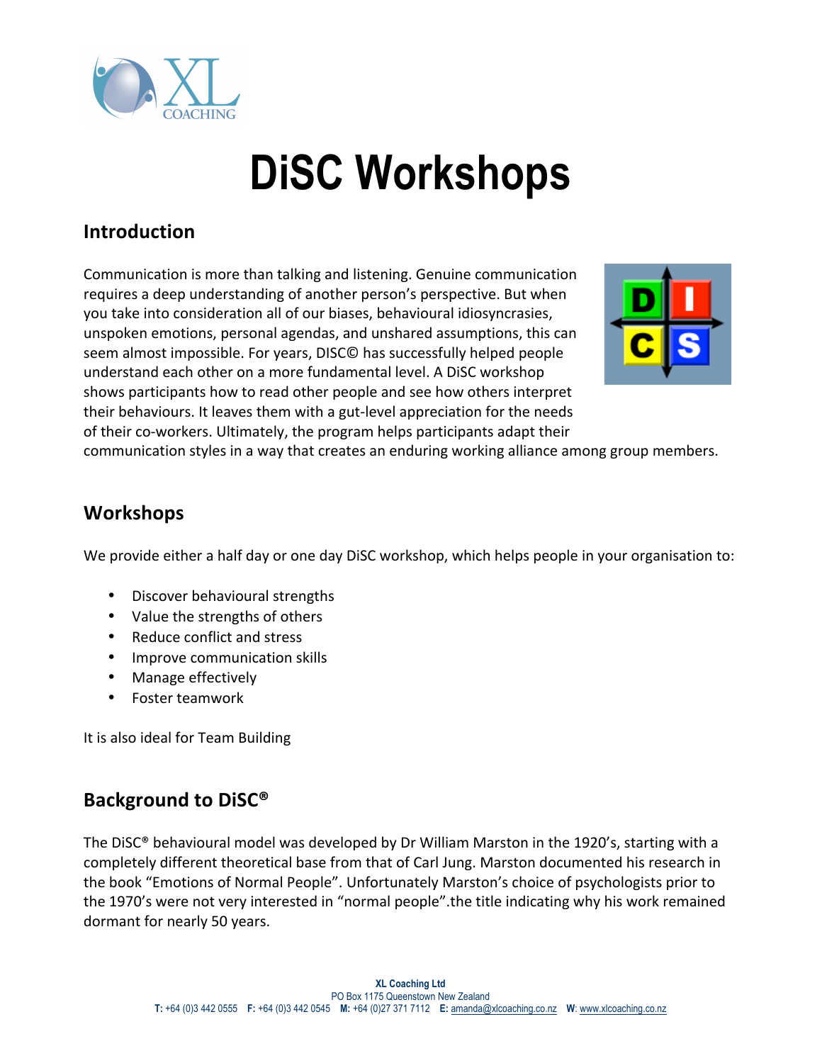# DiSC Workshops

## Introduction

Communication is more than talking and listening. Genuine communication requires a deep understanding of another person's perspective. But when you take into consideration all of our biases, behavioural idiosyncrasies, unspoken emotions, personal agendas, and unshared assumptions, this can seem almost impossible. For years, DISC© has successfully helped people understand each other on a more fundamental level. A DiSC workshop shows participants how to read other people and see how others interpret their behaviours. It leaves them with a gut-level appreciation for the needs of their co-workers. Ultimately, the program helps participants adapt their communication styles in a way that creates an enduring working alliance among group members.

## Workshops

We provide either a half day or one day DiSC workshop, which helps people in your organisation to:

- Discover behavioural strengths
- Value the strengths of others
- Reduce conflict and stress
- Improve communication skills
- Manage effectively
- Foster teamwork

It is also ideal for Team Building

## Background to DiSC®

The DiSC® behavioural model was developed by Dr William Marston in the 1920's, starting with a completely different theoretical base from that of Carl Jung. Marston documented his research in the book "Emotions of Normal People". Unfortunately Marston's choice of psychologists prior to the 1970's were not very interested in "normal people".the title indicating why his work remained dormant for nearly 50 years.

**XL Coaching Ltd**
PO Box 1175 Queenstown New Zealand
**T:** +64 (0)3 442 0555 **F:** +64 (0)3 442 0545 **M:** +64 (0)27 371 7112 **E:** amanda@xlcoaching.co.nz **W:** www.xlcoaching.co.nz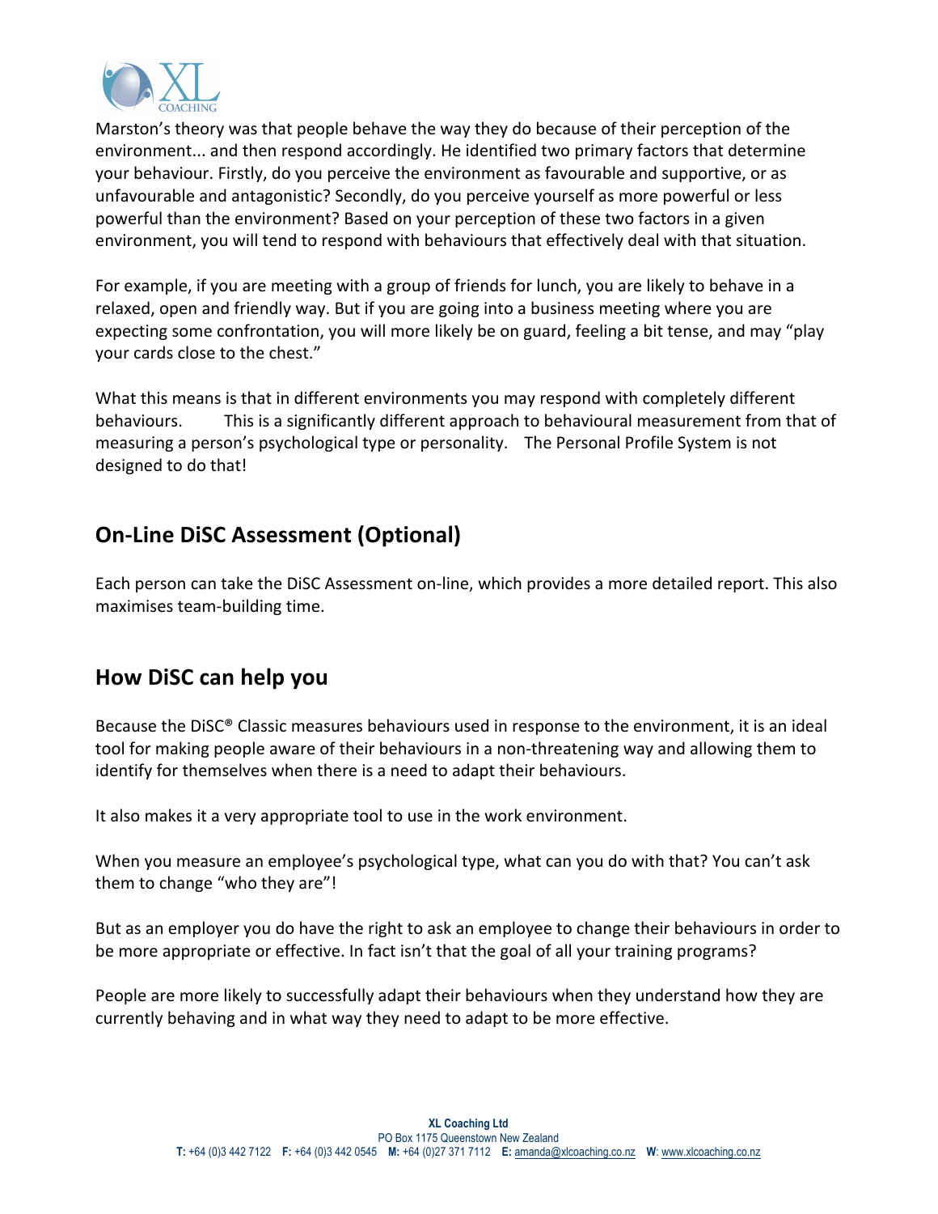Marston's theory was that people behave the way they do because of their perception of the environment... and then respond accordingly. He identified two primary factors that determine your behaviour. Firstly, do you perceive the environment as favourable and supportive, or as unfavourable and antagonistic? Secondly, do you perceive yourself as more powerful or less powerful than the environment? Based on your perception of these two factors in a given environment, you will tend to respond with behaviours that effectively deal with that situation.

For example, if you are meeting with a group of friends for lunch, you are likely to behave in a relaxed, open and friendly way. But if you are going into a business meeting where you are expecting some confrontation, you will more likely be on guard, feeling a bit tense, and may "play your cards close to the chest."

What this means is that in different environments you may respond with completely different behaviours. This is a significantly different approach to behavioural measurement from that of measuring a person's psychological type or personality. The Personal Profile System is not designed to do that!

## On-Line DiSC Assessment (Optional)

Each person can take the DiSC Assessment on-line, which provides a more detailed report. This also maximises team-building time.

## How DiSC can help you

Because the DiSC® Classic measures behaviours used in response to the environment, it is an ideal tool for making people aware of their behaviours in a non-threatening way and allowing them to identify for themselves when there is a need to adapt their behaviours.

It also makes it a very appropriate tool to use in the work environment.

When you measure an employee's psychological type, what can you do with that? You can't ask them to change "who they are"!

But as an employer you do have the right to ask an employee to change their behaviours in order to be more appropriate or effective. In fact isn't that the goal of all your training programs?

People are more likely to successfully adapt their behaviours when they understand how they are currently behaving and in what way they need to adapt to be more effective.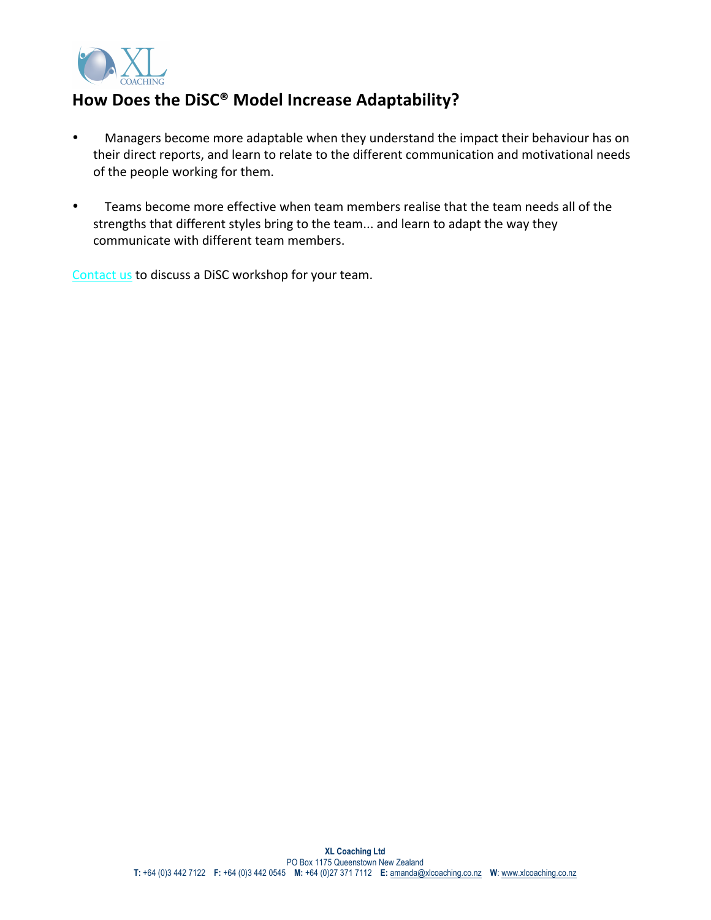## How Does the DiSC® Model Increase Adaptability?

- Managers become more adaptable when they understand the impact their behaviour has on their direct reports, and learn to relate to the different communication and motivational needs of the people working for them.

- Teams become more effective when team members realise that the team needs all of the strengths that different styles bring to the team... and learn to adapt the way they communicate with different team members.

Contact us to discuss a DiSC workshop for your team.